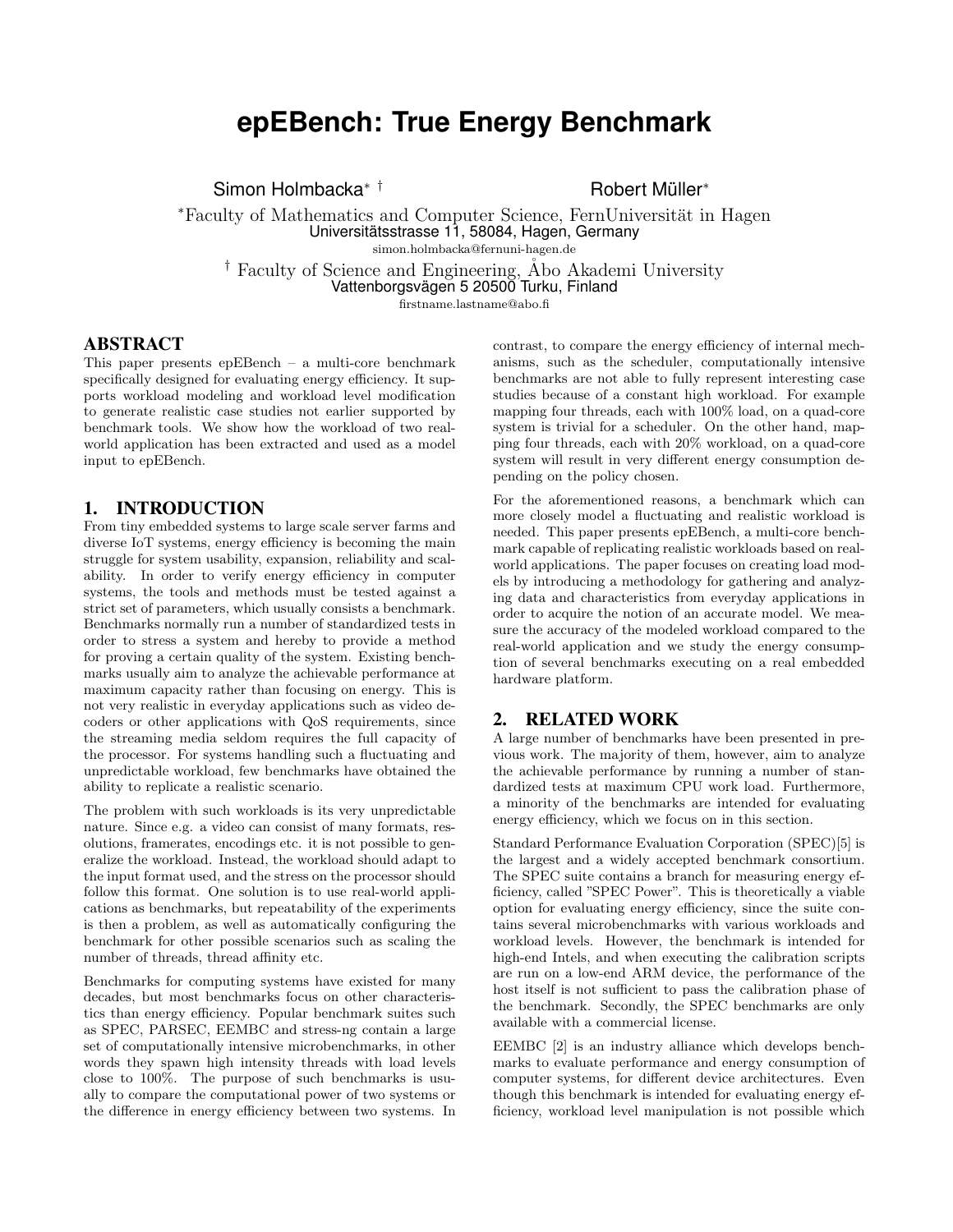# epEBench: True Energy Benchmark

Simon Holmbacka[*] [†] Robert Müller[*]

[*]Faculty of Mathematics and Computer Science, FernUniversität in Hagen
Universitätsstrasse 11, 58084, Hagen, Germany
simon.holmbacka@fernuni-hagen.de

[†] Faculty of Science and Engineering, Åbo Akademi University
Vattenborgsvägen 5 20500 Turku, Finland
firstname.lastname@abo.fi

## ABSTRACT

This paper presents epEBench – a multi-core benchmark specifically designed for evaluating energy efficiency. It supports workload modeling and workload level modification to generate realistic case studies not earlier supported by benchmark tools. We show how the workload of two real-world application has been extracted and used as a model input to epEBench.

## 1. INTRODUCTION

From tiny embedded systems to large scale server farms and diverse IoT systems, energy efficiency is becoming the main struggle for system usability, expansion, reliability and scalability. In order to verify energy efficiency in computer systems, the tools and methods must be tested against a strict set of parameters, which usually consists a benchmark. Benchmarks normally run a number of standardized tests in order to stress a system and hereby to provide a method for proving a certain quality of the system. Existing benchmarks usually aim to analyze the achievable performance at maximum capacity rather than focusing on energy. This is not very realistic in everyday applications such as video decoders or other applications with QoS requirements, since the streaming media seldom requires the full capacity of the processor. For systems handling such a fluctuating and unpredictable workload, few benchmarks have obtained the ability to replicate a realistic scenario.

The problem with such workloads is its very unpredictable nature. Since e.g. a video can consist of many formats, resolutions, framerates, encodings etc. it is not possible to generalize the workload. Instead, the workload should adapt to the input format used, and the stress on the processor should follow this format. One solution is to use real-world applications as benchmarks, but repeatability of the experiments is then a problem, as well as automatically configuring the benchmark for other possible scenarios such as scaling the number of threads, thread affinity etc.

Benchmarks for computing systems have existed for many decades, but most benchmarks focus on other characteristics than energy efficiency. Popular benchmark suites such as SPEC, PARSEC, EEMBC and stress-ng contain a large set of computationally intensive microbenchmarks, in other words they spawn high intensity threads with load levels close to 100%. The purpose of such benchmarks is usually to compare the computational power of two systems or the difference in energy efficiency between two systems. In contrast, to compare the energy efficiency of internal mechanisms, such as the scheduler, computationally intensive benchmarks are not able to fully represent interesting case studies because of a constant high workload. For example mapping four threads, each with 100% load, on a quad-core system is trivial for a scheduler. On the other hand, mapping four threads, each with 20% workload, on a quad-core system will result in very different energy consumption depending on the policy chosen.

For the aforementioned reasons, a benchmark which can more closely model a fluctuating and realistic workload is needed. This paper presents epEBench, a multi-core benchmark capable of replicating realistic workloads based on real-world applications. The paper focuses on creating load models by introducing a methodology for gathering and analyzing data and characteristics from everyday applications in order to acquire the notion of an accurate model. We measure the accuracy of the modeled workload compared to the real-world application and we study the energy consumption of several benchmarks executing on a real embedded hardware platform.

## 2. RELATED WORK

A large number of benchmarks have been presented in previous work. The majority of them, however, aim to analyze the achievable performance by running a number of standardized tests at maximum CPU work load. Furthermore, a minority of the benchmarks are intended for evaluating energy efficiency, which we focus on in this section.

Standard Performance Evaluation Corporation (SPEC)[5] is the largest and a widely accepted benchmark consortium. The SPEC suite contains a branch for measuring energy efficiency, called "SPEC Power". This is theoretically a viable option for evaluating energy efficiency, since the suite contains several microbenchmarks with various workloads and workload levels. However, the benchmark is intended for high-end Intels, and when executing the calibration scripts are run on a low-end ARM device, the performance of the host itself is not sufficient to pass the calibration phase of the benchmark. Secondly, the SPEC benchmarks are only available with a commercial license.

EEMBC [2] is an industry alliance which develops benchmarks to evaluate performance and energy consumption of computer systems, for different device architectures. Even though this benchmark is intended for evaluating energy efficiency, workload level manipulation is not possible which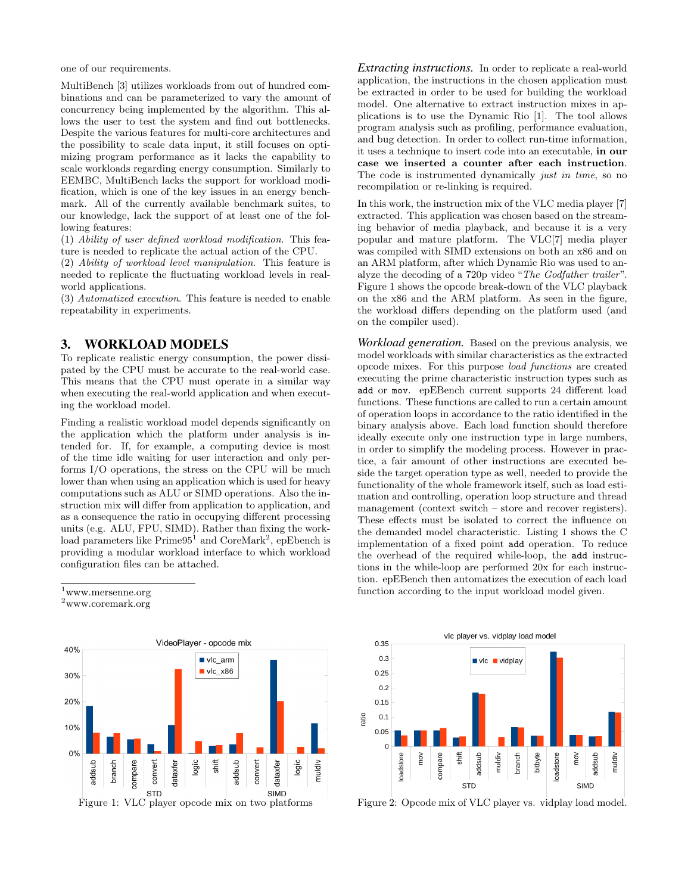one of our requirements.

MultiBench [3] utilizes workloads from out of hundred combinations and can be parameterized to vary the amount of concurrency being implemented by the algorithm. This allows the user to test the system and find out bottlenecks. Despite the various features for multi-core architectures and the possibility to scale data input, it still focuses on optimizing program performance as it lacks the capability to scale workloads regarding energy consumption. Similarly to EEMBC, MultiBench lacks the support for workload modification, which is one of the key issues in an energy benchmark. All of the currently available benchmark suites, to our knowledge, lack the support of at least one of the following features:

(1) *Ability of user defined workload modification*. This feature is needed to replicate the actual action of the CPU.

(2) *Ability of workload level manipulation*. This feature is needed to replicate the fluctuating workload levels in real-world applications.

(3) *Automatized execution*. This feature is needed to enable repeatability in experiments.

## 3. WORKLOAD MODELS

To replicate realistic energy consumption, the power dissipated by the CPU must be accurate to the real-world case. This means that the CPU must operate in a similar way when executing the real-world application and when executing the workload model.

Finding a realistic workload model depends significantly on the application which the platform under analysis is intended for. If, for example, a computing device is most of the time idle waiting for user interaction and only performs I/O operations, the stress on the CPU will be much lower than when using an application which is used for heavy computations such as ALU or SIMD operations. Also the instruction mix will differ from application to application, and as a consequence the ratio in occupying different processing units (e.g. ALU, FPU, SIMD). Rather than fixing the workload parameters like Prime95[1] and CoreMark[2], epEbench is providing a modular workload interface to which workload configuration files can be attached.

[1] www.mersenne.org

[2] www.coremark.org

*Extracting instructions.* In order to replicate a real-world application, the instructions in the chosen application must be extracted in order to be used for building the workload model. One alternative to extract instruction mixes in applications is to use the Dynamic Rio [1]. The tool allows program analysis such as profiling, performance evaluation, and bug detection. In order to collect run-time information, it uses a technique to insert code into an executable, **in our case we inserted a counter after each instruction**. The code is instrumented dynamically *just in time*, so no recompilation or re-linking is required.

In this work, the instruction mix of the VLC media player [7] extracted. This application was chosen based on the streaming behavior of media playback, and because it is a very popular and mature platform. The VLC[7] media player was compiled with SIMD extensions on both an x86 and on an ARM platform, after which Dynamic Rio was used to analyze the decoding of a 720p video "*The Godfather trailer*". Figure 1 shows the opcode break-down of the VLC playback on the x86 and the ARM platform. As seen in the figure, the workload differs depending on the platform used (and on the compiler used).

*Workload generation.* Based on the previous analysis, we model workloads with similar characteristics as the extracted opcode mixes. For this purpose *load functions* are created executing the prime characteristic instruction types such as `add` or `mov`. epEBench current supports 24 different load functions. These functions are called to run a certain amount of operation loops in accordance to the ratio identified in the binary analysis above. Each load function should therefore ideally execute only one instruction type in large numbers, in order to simplify the modeling process. However in practice, a fair amount of other instructions are executed beside the target operation type as well, needed to provide the functionality of the whole framework itself, such as load estimation and controlling, operation loop structure and thread management (context switch – store and recover registers). These effects must be isolated to correct the influence on the demanded model characteristic. Listing 1 shows the C implementation of a fixed point `add` operation. To reduce the overhead of the required while-loop, the `add` instructions in the while-loop are performed 20x for each instruction. epEBench then automatizes the execution of each load function according to the input workload model given.

Figure 1: VLC player opcode mix on two platforms

Figure 2: Opcode mix of VLC player vs. vidplay load model.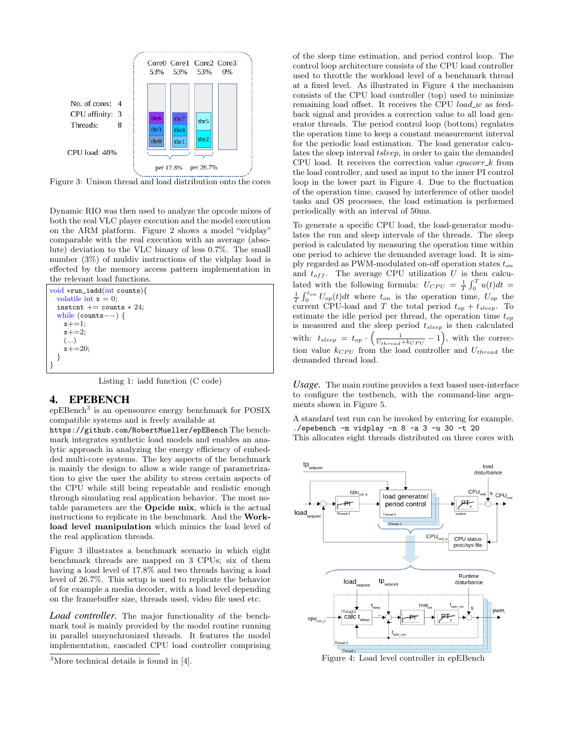Figure 3: Unison thread and load distribution onto the cores

Dynamic RIO was then used to analyze the opcode mixes of both the real VLC player execution and the model execution on the ARM platform. Figure 2 shows a model "vidplay" comparable with the real execution with an average (absolute) deviation to the VLC binary of less 0.7%. The small number (3%) of muldiv instructions of the vidplay load is effected by the memory access pattern implementation in the relevant load functions.

```
void *run_iadd(int counts){
  volatile int x = 0;
  instcnt += counts * 24;
  while (counts--) {
    x+=1;
    x+=2;
    (...)
    x+=20;
  }
}
```

Listing 1: iadd function (C code)

## 4. EPEBENCH

epEBench[3] is an opensource energy benchmark for POSIX compatible systems and is freely available at `https://github.com/RobertMueller/epEBench` The benchmark integrates synthetic load models and enables an analytic approach in analyzing the energy efficiency of embedded multi-core systems. The key aspects of the benchmark is mainly the design to allow a wide range of parametrization to give the user the ability to stress certain aspects of the CPU while still being repeatable and realistic enough through simulating real application behavior. The most notable parameters are the **Opcide mix**, which is the actual instructions to replicate in the benchmark. And the **Workload level manipulation** which mimics the load level of the real application threads.

Figure 3 illustrates a benchmark scenario in which eight benchmark threads are mapped on 3 CPUs; six of them having a load level of 17.8% and two threads having a load level of 26.7%. This setup is used to replicate the behavior of for example a media decoder, with a load level depending on the framebuffer size, threads used, video file used etc.

*Load controller.* The major functionality of the benchmark tool is mainly provided by the model routine running in parallel unsynchronized threads. It features the model implementation, cascaded CPU load controller comprising of the sleep time estimation, and period control loop. The control loop architecture consists of the CPU load controller used to throttle the workload level of a benchmark thread at a fixed level. As illustrated in Figure 4 the mechanism consists of the CPU load controller (top) used to minimize remaining load offset. It receives the CPU *load_w* as feedback signal and provides a correction value to all load generator threads. The period control loop (bottom) regulates the operation time to keep a constant measurement interval for the periodic load estimation. The load generator calculates the sleep interval *tsleep*, in order to gain the demanded CPU load. It receives the correction value *cpucorr_k* from the load controller, and used as input to the inner PI control loop in the lower part in Figure 4. Due to the fluctuation of the operation time, caused by interference of other model tasks and OS processes, the load estimation is performed periodically with an interval of 50ms.

To generate a specific CPU load, the load-generator modulates the run and sleep intervals of the threads. The sleep period is calculated by measuring the operation time within one period to achieve the demanded average load. It is simply regarded as PWM-modulated on-off operation states $t_{on}$ and $t_{off}$. The average CPU utilization $U$ is then calculated with the following formula: $U_{CPU} = \frac{1}{T}\int_0^T u(t)dt = \frac{1}{T}\int_0^{t_{on}} U_{op}(t)dt$ where $t_{on}$ is the operation time, $U_{op}$ the current CPU-load and $T$ the total period $t_{op} + t_{sleep}$. To estimate the idle period per thread, the operation time $t_{op}$ is measured and the sleep period $t_{sleep}$ is then calculated with: $t_{sleep} = t_{op} \cdot \left(\frac{1}{U_{thread}+k_{CPU}} - 1\right)$, with the correction value $k_{CPU}$ from the load controller and $U_{thread}$ the demanded thread load.

*Usage.* The main routine provides a text based user-interface to configure the testbench, with the command-line arguments shown in Figure 5.

A standard test run can be invoked by entering for example.
`./epebench -m vidplay -n 8 -a 3 -u 30 -t 20`
This allocates eight threads distributed on three cores with

Figure 4: Load level controller in epEBench

[3]More technical details is found in [4].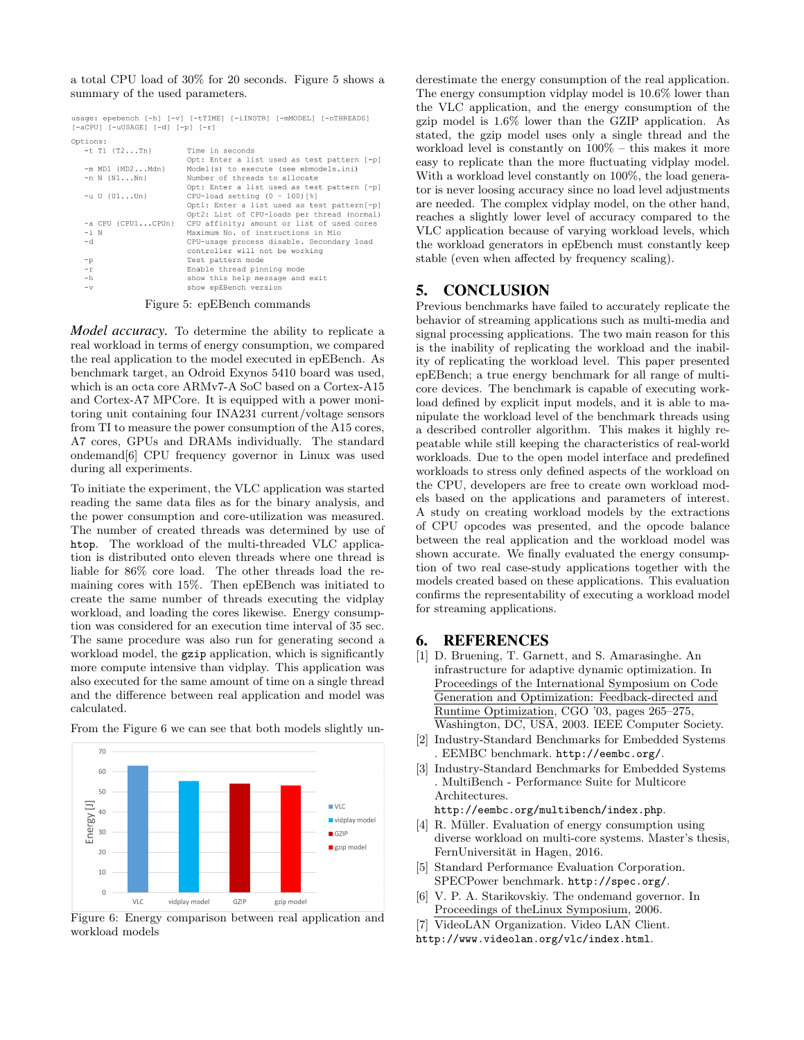a total CPU load of 30% for 20 seconds. Figure 5 shows a summary of the used parameters.

```
usage: epebench [-h] [-v] [-tTIME] [-iINSTR] [-mMODEL] [-nTHREADS]
[-aCPU] [-uUSAGE] [-d] [-p] [-r]

Options:
   -t T1 {T2...Tn}        Time in seconds
                          Opt: Enter a list used as test pattern [-p]
   -m MD1 {MD2...Mdn}     Model(s) to execute (see ebmodels.ini)
   -n N {N1...Nn}         Number of threads to allocate
                          Opt: Enter a list used as test pattern [-p]
   -u U {U1...Un}         CPU-load setting (0 - 100)[%]
                          Opt1: Enter a list used as test pattern[-p]
                          Opt2: List of CPU-loads per thread (normal)
   -a CPU {CPU1...CPUn}   CPU affinity; amount or list of used cores
   -i N                   Maximum No. of instructions in Mio
   -d                     CPU-usage process disable. Secondary load
                          controller will not be working
   -p                     Test pattern mode
   -r                     Enable thread pinning mode
   -h                     show this help message and exit
   -v                     show epEBench version
```

Figure 5: epEBench commands

*Model accuracy.* To determine the ability to replicate a real workload in terms of energy consumption, we compared the real application to the model executed in epEBench. As benchmark target, an Odroid Exynos 5410 board was used, which is an octa core ARMv7-A SoC based on a Cortex-A15 and Cortex-A7 MPCore. It is equipped with a power monitoring unit containing four INA231 current/voltage sensors from TI to measure the power consumption of the A15 cores, A7 cores, GPUs and DRAMs individually. The standard ondemand[6] CPU frequency governor in Linux was used during all experiments.

To initiate the experiment, the VLC application was started reading the same data files as for the binary analysis, and the power consumption and core-utilization was measured. The number of created threads was determined by use of `htop`. The workload of the multi-threaded VLC application is distributed onto eleven threads where one thread is liable for 86% core load. The other threads load the remaining cores with 15%. Then epEBench was initiated to create the same number of threads executing the vidplay workload, and loading the cores likewise. Energy consumption was considered for an execution time interval of 35 sec. The same procedure was also run for generating second a workload model, the `gzip` application, which is significantly more compute intensive than vidplay. This application was also executed for the same amount of time on a single thread and the difference between real application and model was calculated.

From the Figure 6 we can see that both models slightly underestimate the energy consumption of the real application. The energy consumption vidplay model is 10.6% lower than the VLC application, and the energy consumption of the gzip model is 1.6% lower than the GZIP application. As stated, the gzip model uses only a single thread and the workload level is constantly on 100% – this makes it more easy to replicate than the more fluctuating vidplay model. With a workload level constantly on 100%, the load generator is never loosing accuracy since no load level adjustments are needed. The complex vidplay model, on the other hand, reaches a slightly lower level of accuracy compared to the VLC application because of varying workload levels, which the workload generators in epEBench must constantly keep stable (even when affected by frequency scaling).

Energy [J]
70
60
50
40
30
20
10
0
VLC
vidplay model
GZIP
gzip model

Figure 6: Energy comparison between real application and workload models

## 5. CONCLUSION

Previous benchmarks have failed to accurately replicate the behavior of streaming applications such as multi-media and signal processing applications. The two main reason for this is the inability of replicating the workload and the inability of replicating the workload level. This paper presented epEBench; a true energy benchmark for all range of multi-core devices. The benchmark is capable of executing workload defined by explicit input models, and it is able to manipulate the workload level of the benchmark threads using a described controller algorithm. This makes it highly repeatable while still keeping the characteristics of real-world workloads. Due to the open model interface and predefined workloads to stress only defined aspects of the workload on the CPU, developers are free to create own workload models based on the applications and parameters of interest. A study on creating workload models by the extractions of CPU opcodes was presented, and the opcode balance between the real application and the workload model was shown accurate. We finally evaluated the energy consumption of two real case-study applications together with the models created based on these applications. This evaluation confirms the representability of executing a workload model for streaming applications.

## 6. REFERENCES

[1] D. Bruening, T. Garnett, and S. Amarasinghe. An infrastructure for adaptive dynamic optimization. In Proceedings of the International Symposium on Code Generation and Optimization: Feedback-directed and Runtime Optimization, CGO '03, pages 265–275, Washington, DC, USA, 2003. IEEE Computer Society.

[2] Industry-Standard Benchmarks for Embedded Systems . EEMBC benchmark. http://eembc.org/.

[3] Industry-Standard Benchmarks for Embedded Systems . MultiBench - Performance Suite for Multicore Architectures. http://eembc.org/multibench/index.php.

[4] R. Müller. Evaluation of energy consumption using diverse workload on multi-core systems. Master's thesis, FernUniversität in Hagen, 2016.

[5] Standard Performance Evaluation Corporation. SPECPower benchmark. http://spec.org/.

[6] V. P. A. Starikovskiy. The ondemand governor. In Proceedings of theLinux Symposium, 2006.

[7] VideoLAN Organization. Video LAN Client. http://www.videolan.org/vlc/index.html.